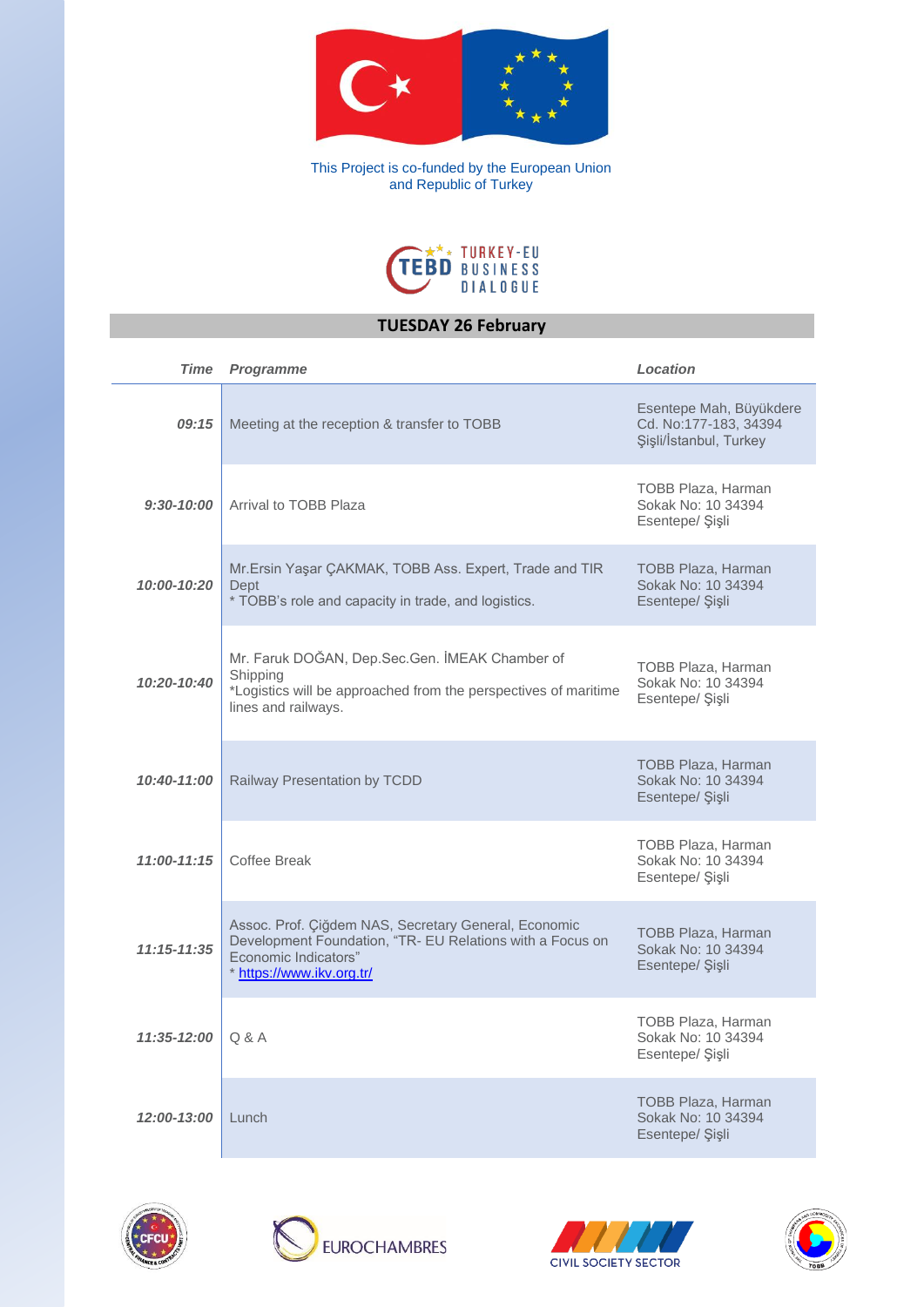This Project is co-funded by the European Union and Republic of Turkey

TEBD TURKEY-EU BUSINESS DIALOGUE

## TUESDAY 26 February

| Time | Programme | Location |
|---|---|---|
| 09:15 | Meeting at the reception & transfer to TOBB | Esentepe Mah, Büyükdere Cd. No:177-183, 34394 Şişli/İstanbul, Turkey |
| 9:30-10:00 | Arrival to TOBB Plaza | TOBB Plaza, Harman Sokak No: 10 34394 Esentepe/ Şişli |
| 10:00-10:20 | Mr.Ersin Yaşar ÇAKMAK, TOBB Ass. Expert, Trade and TIR Dept<br>* TOBB's role and capacity in trade, and logistics. | TOBB Plaza, Harman Sokak No: 10 34394 Esentepe/ Şişli |
| 10:20-10:40 | Mr. Faruk DOĞAN, Dep.Sec.Gen. İMEAK Chamber of Shipping<br>*Logistics will be approached from the perspectives of maritime lines and railways. | TOBB Plaza, Harman Sokak No: 10 34394 Esentepe/ Şişli |
| 10:40-11:00 | Railway Presentation by TCDD | TOBB Plaza, Harman Sokak No: 10 34394 Esentepe/ Şişli |
| 11:00-11:15 | Coffee Break | TOBB Plaza, Harman Sokak No: 10 34394 Esentepe/ Şişli |
| 11:15-11:35 | Assoc. Prof. Çiğdem NAS, Secretary General, Economic Development Foundation, "TR- EU Relations with a Focus on Economic Indicators"<br>* https://www.ikv.org.tr/ | TOBB Plaza, Harman Sokak No: 10 34394 Esentepe/ Şişli |
| 11:35-12:00 | Q & A | TOBB Plaza, Harman Sokak No: 10 34394 Esentepe/ Şişli |
| 12:00-13:00 | Lunch | TOBB Plaza, Harman Sokak No: 10 34394 Esentepe/ Şişli |

EUROCHAMBRES

CIVIL SOCIETY SECTOR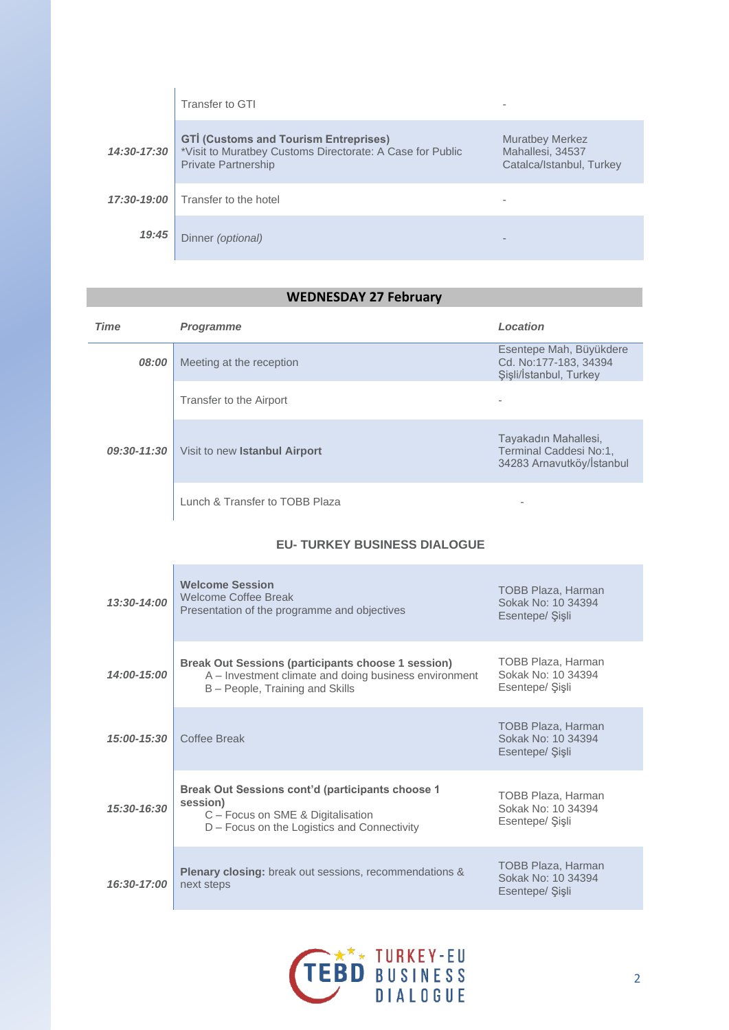| | | |
|---|---|---|
| | Transfer to GTI | - |
| *14:30-17:30* | **GTİ (Customs and Tourism Entreprises)**<br>*Visit to Muratbey Customs Directorate: A Case for Public Private Partnership | Muratbey Merkez Mahallesi, 34537 Catalca/Istanbul, Turkey |
| *17:30-19:00* | Transfer to the hotel | - |
| *19:45* | Dinner *(optional)* | - |

## WEDNESDAY 27 February

| *Time* | *Programme* | *Location* |
|---|---|---|
| *08:00* | Meeting at the reception | Esentepe Mah, Büyükdere Cd. No:177-183, 34394 Şişli/İstanbul, Turkey |
| | Transfer to the Airport | - |
| *09:30-11:30* | Visit to new **Istanbul Airport** | Tayakadın Mahallesi, Terminal Caddesi No:1, 34283 Arnavutköy/İstanbul |
| | Lunch & Transfer to TOBB Plaza | - |

### EU- TURKEY BUSINESS DIALOGUE

| | | |
|---|---|---|
| *13:30-14:00* | **Welcome Session**<br>Welcome Coffee Break<br>Presentation of the programme and objectives | TOBB Plaza, Harman Sokak No: 10 34394 Esentepe/ Şişli |
| *14:00-15:00* | **Break Out Sessions (participants choose 1 session)**<br>A – Investment climate and doing business environment<br>B – People, Training and Skills | TOBB Plaza, Harman Sokak No: 10 34394 Esentepe/ Şişli |
| *15:00-15:30* | Coffee Break | TOBB Plaza, Harman Sokak No: 10 34394 Esentepe/ Şişli |
| *15:30-16:30* | **Break Out Sessions cont'd (participants choose 1 session)**<br>C – Focus on SME & Digitalisation<br>D – Focus on the Logistics and Connectivity | TOBB Plaza, Harman Sokak No: 10 34394 Esentepe/ Şişli |
| *16:30-17:00* | **Plenary closing:** break out sessions, recommendations & next steps | TOBB Plaza, Harman Sokak No: 10 34394 Esentepe/ Şişli |

TEBD TURKEY-EU BUSINESS DIALOGUE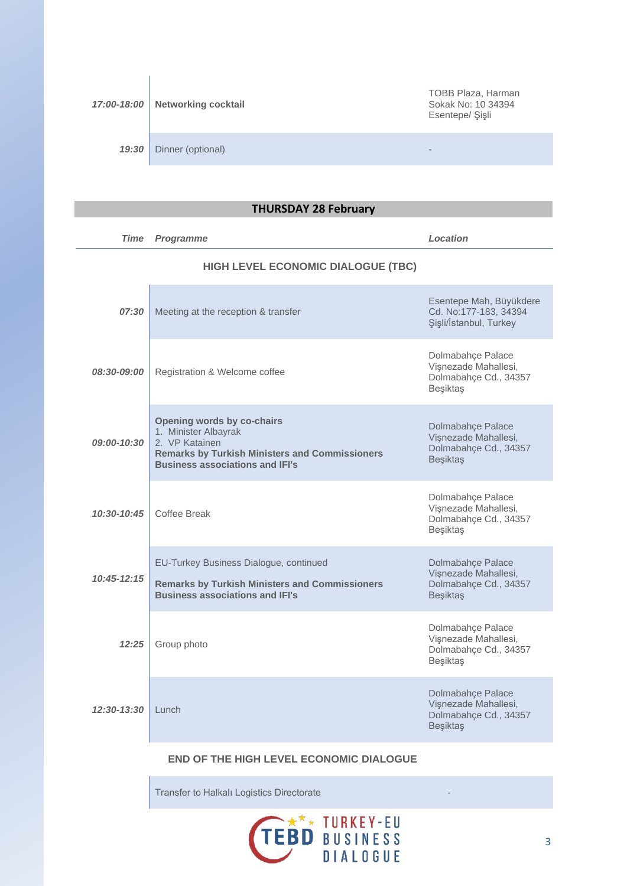| | | |
|---|---|---|
| ***17:00-18:00*** | **Networking cocktail** | TOBB Plaza, Harman Sokak No: 10 34394 Esentepe/ Şişli |
| ***19:30*** | Dinner (optional) | - |

## THURSDAY 28 February

| *Time* | *Programme* | *Location* |
|---|---|---|
| | **HIGH LEVEL ECONOMIC DIALOGUE (TBC)** | |
| ***07:30*** | Meeting at the reception & transfer | Esentepe Mah, Büyükdere Cd. No:177-183, 34394 Şişli/İstanbul, Turkey |
| ***08:30-09:00*** | Registration & Welcome coffee | Dolmabahçe Palace Vişnezade Mahallesi, Dolmabahçe Cd., 34357 Beşiktaş |
| ***09:00-10:30*** | **Opening words by co-chairs**<br>1. Minister Albayrak<br>2. VP Katainen<br>**Remarks by Turkish Ministers and Commissioners**<br>**Business associations and IFI's** | Dolmabahçe Palace Vişnezade Mahallesi, Dolmabahçe Cd., 34357 Beşiktaş |
| ***10:30-10:45*** | Coffee Break | Dolmabahçe Palace Vişnezade Mahallesi, Dolmabahçe Cd., 34357 Beşiktaş |
| ***10:45-12:15*** | EU-Turkey Business Dialogue, continued<br>**Remarks by Turkish Ministers and Commissioners**<br>**Business associations and IFI's** | Dolmabahçe Palace Vişnezade Mahallesi, Dolmabahçe Cd., 34357 Beşiktaş |
| ***12:25*** | Group photo | Dolmabahçe Palace Vişnezade Mahallesi, Dolmabahçe Cd., 34357 Beşiktaş |
| ***12:30-13:30*** | Lunch | Dolmabahçe Palace Vişnezade Mahallesi, Dolmabahçe Cd., 34357 Beşiktaş |
| | **END OF THE HIGH LEVEL ECONOMIC DIALOGUE** | |
| | Transfer to Halkalı Logistics Directorate | - |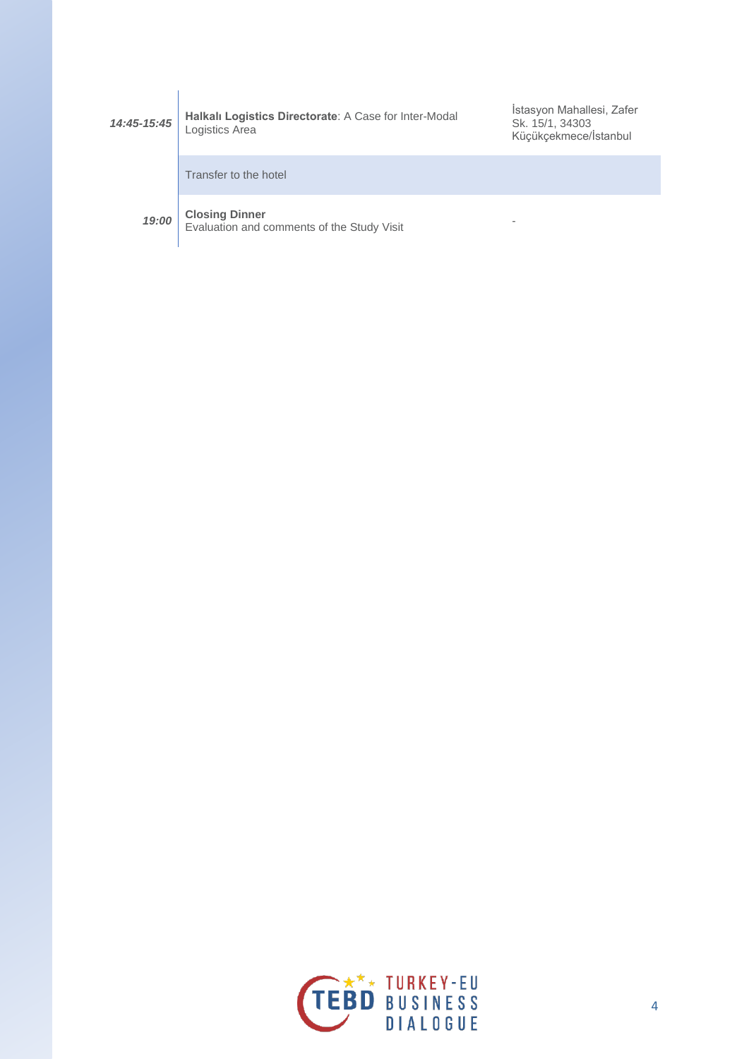| | | |
|---|---|---|
| ***14:45-15:45*** | **Halkalı Logistics Directorate**: A Case for Inter-Modal Logistics Area | İstasyon Mahallesi, Zafer Sk. 15/1, 34303 Küçükçekmece/İstanbul |
| | Transfer to the hotel | |
| ***19:00*** | **Closing Dinner**<br>Evaluation and comments of the Study Visit | - |

TEBD TURKEY-EU BUSINESS DIALOGUE